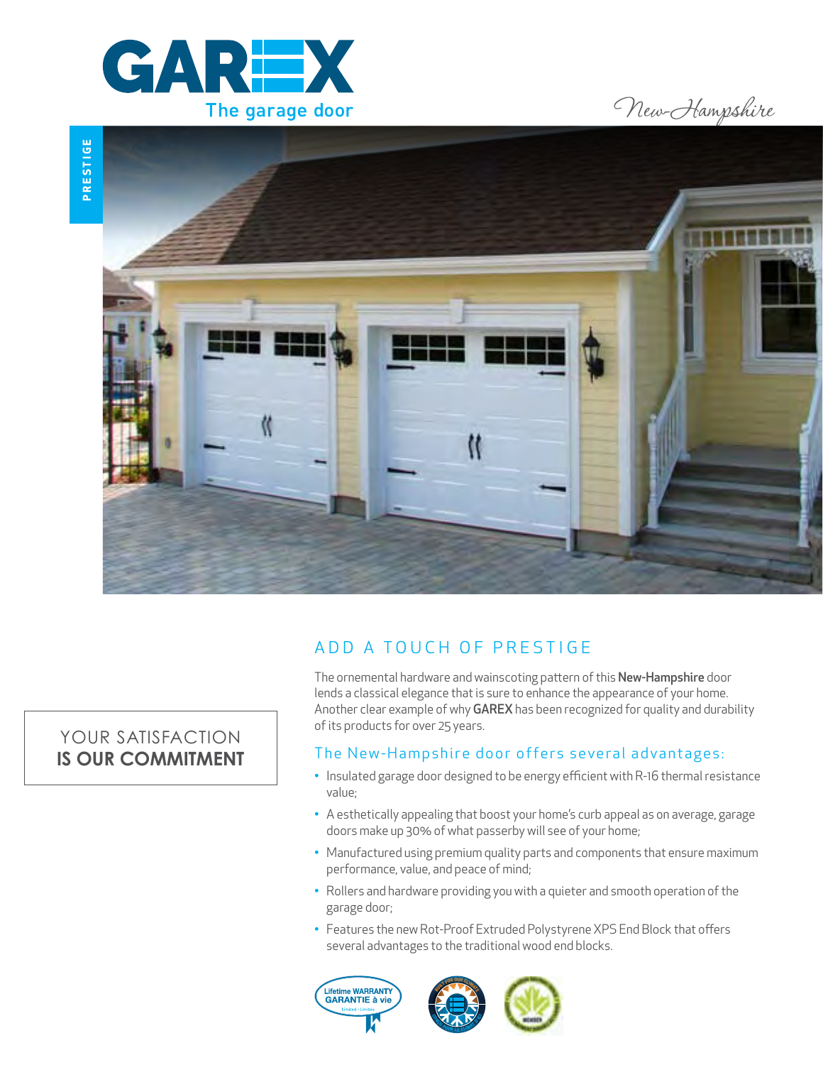# GAREX

The garage door

New-Hampshire

PRESTIGE

YOUR SATISFACTION
**IS OUR COMMITMENT**

## ADD A TOUCH OF PRESTIGE

The ornemental hardware and wainscoting pattern of this **New-Hampshire** door lends a classical elegance that is sure to enhance the appearance of your home. Another clear example of why **GAREX** has been recognized for quality and durability of its products for over 25 years.

### The New-Hampshire door offers several advantages:

- Insulated garage door designed to be energy efficient with R-16 thermal resistance value;
- A esthetically appealing that boost your home's curb appeal as on average, garage doors make up 30% of what passerby will see of your home;
- Manufactured using premium quality parts and components that ensure maximum performance, value, and peace of mind;
- Rollers and hardware providing you with a quieter and smooth operation of the garage door;
- Features the new Rot-Proof Extruded Polystyrene XPS End Block that offers several advantages to the traditional wood end blocks.

Lifetime WARRANTY
GARANTIE à vie
Limited • Limitée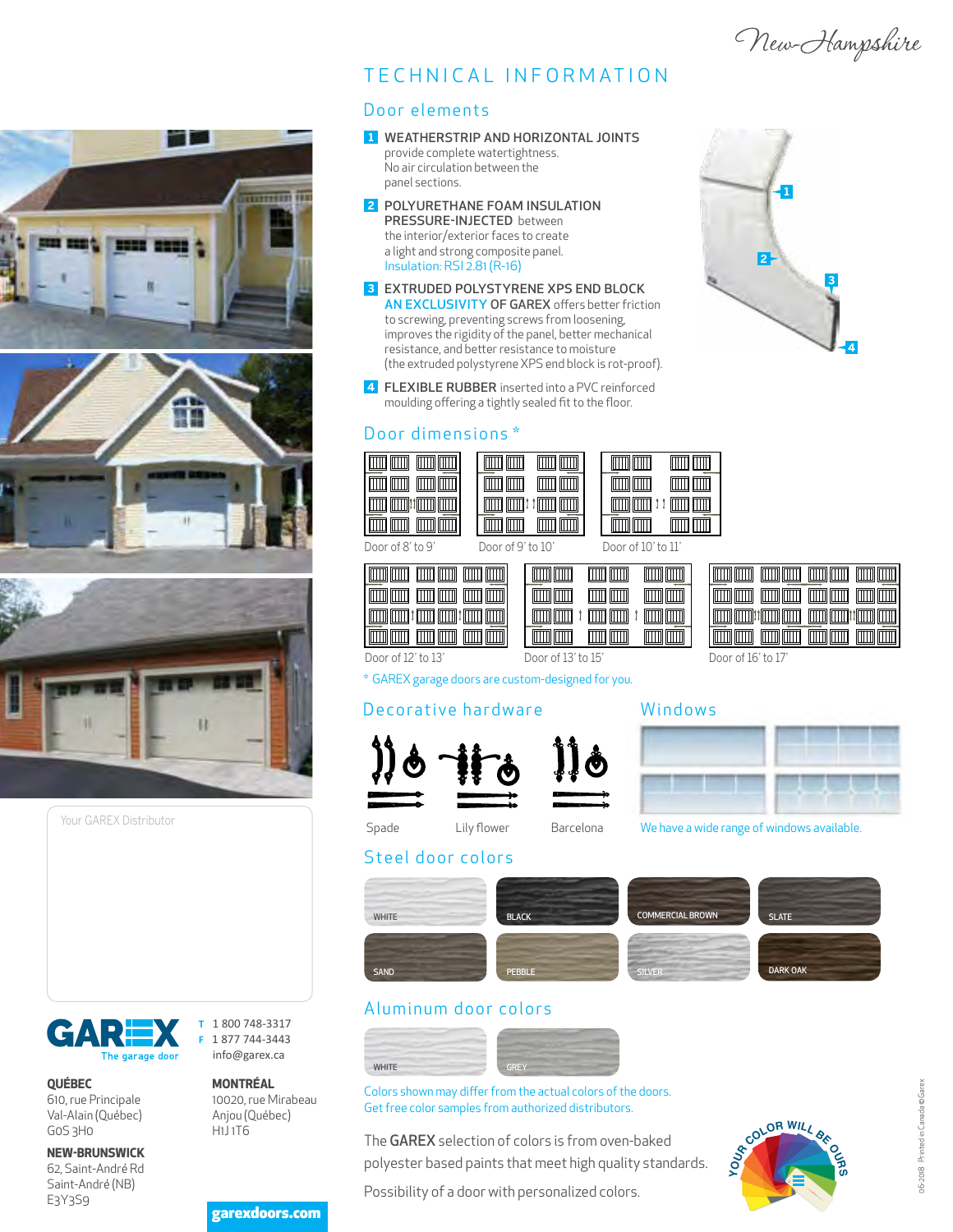New-Hampshire

# TECHNICAL INFORMATION

## Door elements

**1 WEATHERSTRIP AND HORIZONTAL JOINTS** provide complete watertightness. No air circulation between the panel sections.

**2 POLYURETHANE FOAM INSULATION PRESSURE-INJECTED** between the interior/exterior faces to create a light and strong composite panel. Insulation: RSI 2.81 (R-16)

**3 EXTRUDED POLYSTYRENE XPS END BLOCK AN EXCLUSIVITY OF GAREX** offers better friction to screwing, preventing screws from loosening, improves the rigidity of the panel, better mechanical resistance, and better resistance to moisture (the extruded polystyrene XPS end block is rot-proof).

**4 FLEXIBLE RUBBER** inserted into a PVC reinforced moulding offering a tightly sealed fit to the floor.

1
2
3
4

## Door dimensions *

Door of 8' to 9'

Door of 9' to 10'

Door of 10' to 11'

Door of 12' to 13'

Door of 13' to 15'

Door of 16' to 17'

* GAREX garage doors are custom-designed for you.

## Decorative hardware

Spade

Lily flower

Barcelona

## Windows

We have a wide range of windows available.

## Steel door colors

WHITE
BLACK
COMMERCIAL BROWN
SLATE
SAND
PEBBLE
SILVER
DARK OAK

## Aluminum door colors

WHITE
GREY

Colors shown may differ from the actual colors of the doors.
Get free color samples from authorized distributors.

The **GAREX** selection of colors is from oven-baked polyester based paints that meet high quality standards.

Possibility of a door with personalized colors.

YOUR COLOR WILL BE OURS

Your GAREX Distributor

GAREX
The garage door

T 1 800 748-3317
F 1 877 744-3443
info@garex.ca

**QUÉBEC**
610, rue Principale
Val-Alain (Québec)
G0S 3H0

**MONTRÉAL**
10020, rue Mirabeau
Anjou (Québec)
H1J 1T6

**NEW-BRUNSWICK**
62, Saint-André Rd
Saint-André (NB)
E3Y3S9

garexdoors.com

06-2018 Printed in Canada © Garex